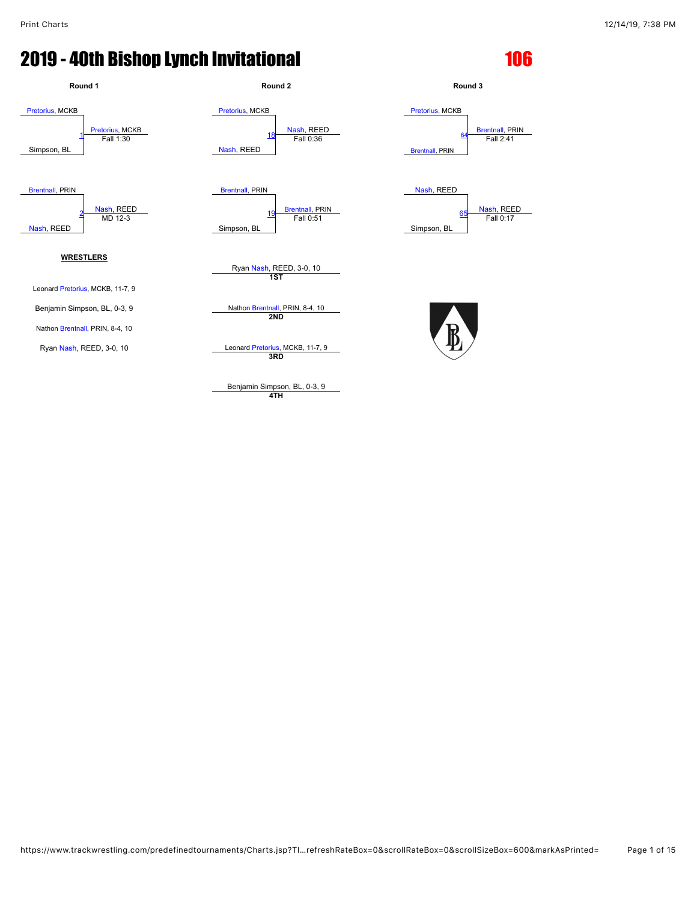# 2019 - 40th Bishop Lynch Invitational

## 106

### Round 1

| Bout | Wrestler 1 | Wrestler 2 | Winner | Result |
|---|---|---|---|---|
| 1 | Pretorius, MCKB | Simpson, BL | Pretorius, MCKB | Fall 1:30 |
| 2 | Brentnall, PRIN | Nash, REED | Nash, REED | MD 12-3 |

### Round 2

| Bout | Wrestler 1 | Wrestler 2 | Winner | Result |
|---|---|---|---|---|
| 18 | Pretorius, MCKB | Nash, REED | Nash, REED | Fall 0:36 |
| 19 | Brentnall, PRIN | Simpson, BL | Brentnall, PRIN | Fall 0:51 |

### Round 3

| Bout | Wrestler 1 | Wrestler 2 | Winner | Result |
|---|---|---|---|---|
| 64 | Pretorius, MCKB | Brentnall, PRIN | Brentnall, PRIN | Fall 2:41 |
| 65 | Nash, REED | Simpson, BL | Nash, REED | Fall 0:17 |

**WRESTLERS**

- Leonard Pretorius, MCKB, 11-7, 9
- Benjamin Simpson, BL, 0-3, 9
- Nathon Brentnall, PRIN, 8-4, 10
- Ryan Nash, REED, 3-0, 10

**Placements**

- **1ST**: Ryan Nash, REED, 3-0, 10
- **2ND**: Nathon Brentnall, PRIN, 8-4, 10
- **3RD**: Leonard Pretorius, MCKB, 11-7, 9
- **4TH**: Benjamin Simpson, BL, 0-3, 9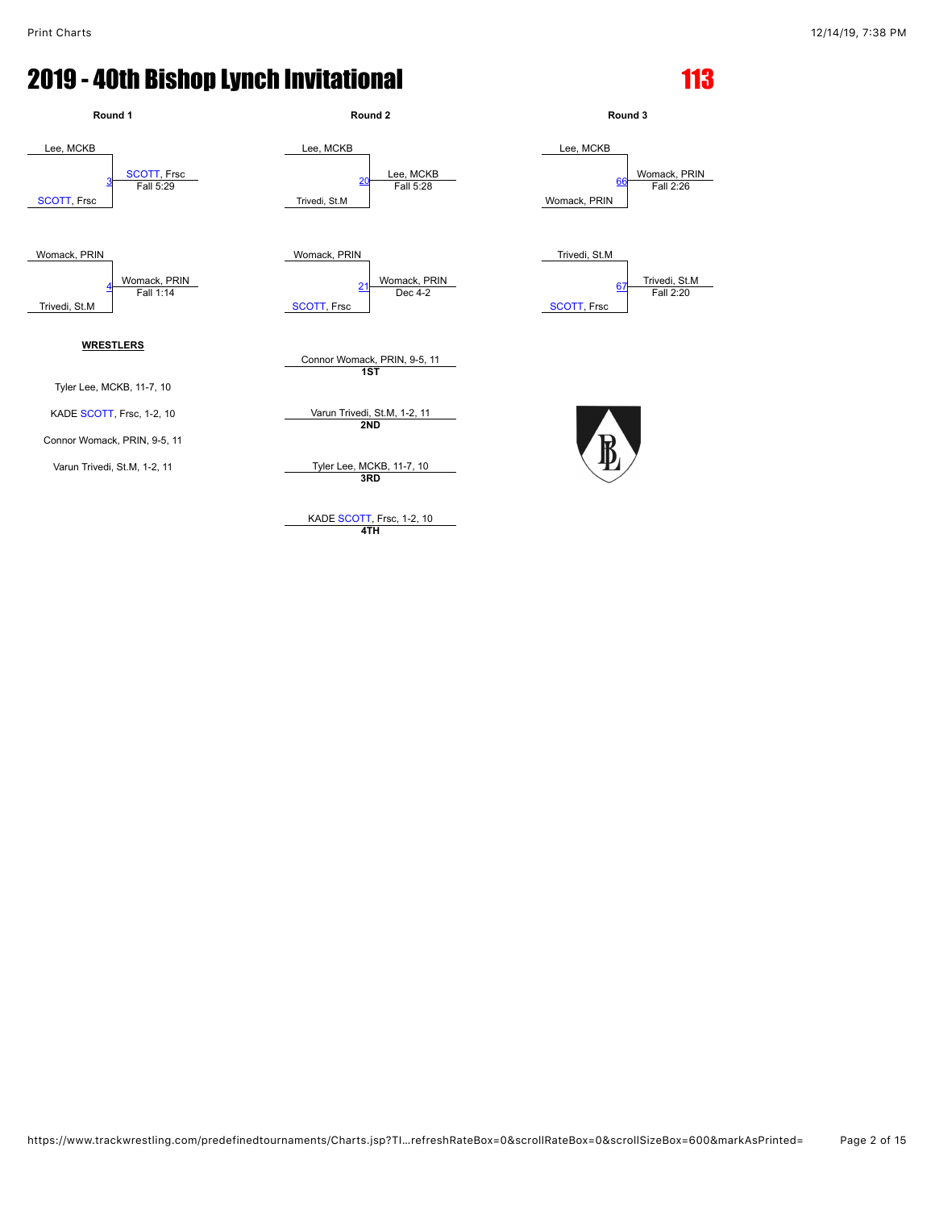# 2019 - 40th Bishop Lynch Invitational

## 113

### Round 1

| Match | Wrestler 1 | Wrestler 2 | Winner | Result |
|---|---|---|---|---|
| 3 | Lee, MCKB | SCOTT, Frsc | SCOTT, Frsc | Fall 5:29 |
| 4 | Womack, PRIN | Trivedi, St.M | Womack, PRIN | Fall 1:14 |

### Round 2

| Match | Wrestler 1 | Wrestler 2 | Winner | Result |
|---|---|---|---|---|
| 20 | Lee, MCKB | Trivedi, St.M | Lee, MCKB | Fall 5:28 |
| 21 | Womack, PRIN | SCOTT, Frsc | Womack, PRIN | Dec 4-2 |

### Round 3

| Match | Wrestler 1 | Wrestler 2 | Winner | Result |
|---|---|---|---|---|
| 66 | Lee, MCKB | Womack, PRIN | Womack, PRIN | Fall 2:26 |
| 67 | Trivedi, St.M | SCOTT, Frsc | Trivedi, St.M | Fall 2:20 |

### WRESTLERS

- Tyler Lee, MCKB, 11-7, 10
- KADE SCOTT, Frsc, 1-2, 10
- Connor Womack, PRIN, 9-5, 11
- Varun Trivedi, St.M, 1-2, 11

### Placements

- **1ST**: Connor Womack, PRIN, 9-5, 11
- **2ND**: Varun Trivedi, St.M, 1-2, 11
- **3RD**: Tyler Lee, MCKB, 11-7, 10
- **4TH**: KADE SCOTT, Frsc, 1-2, 10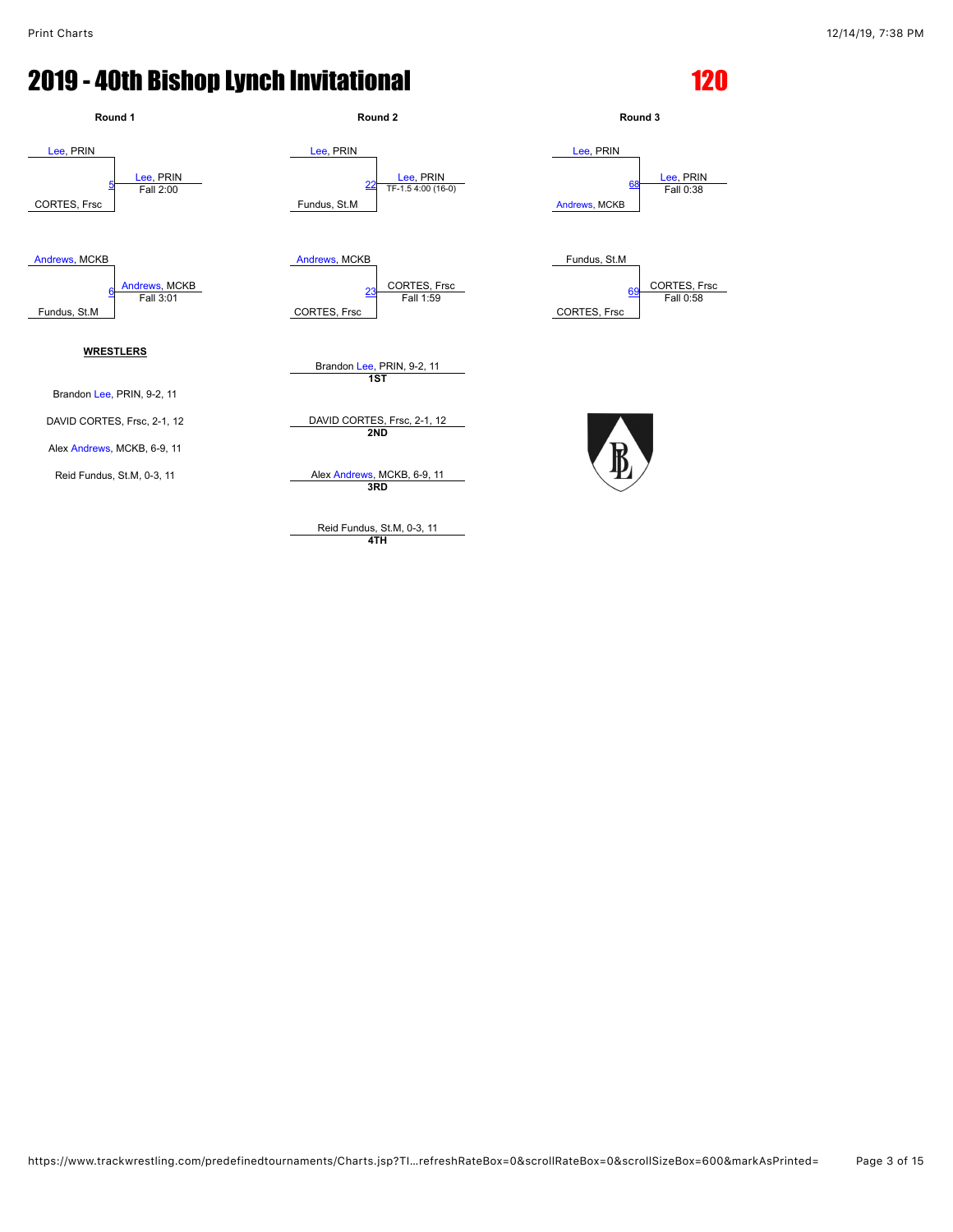# 2019 - 40th Bishop Lynch Invitational

## 120

### Round 1

- Lee, PRIN vs. CORTES, Frsc — Match 5: **Lee, PRIN** — Fall 2:00
- Andrews, MCKB vs. Fundus, St.M — Match 6: **Andrews, MCKB** — Fall 3:01

### Round 2

- Lee, PRIN vs. Fundus, St.M — Match 22: **Lee, PRIN** — TF-1.5 4:00 (16-0)
- Andrews, MCKB vs. CORTES, Frsc — Match 23: **CORTES, Frsc** — Fall 1:59

### Round 3

- Lee, PRIN vs. Andrews, MCKB — Match 68: **Lee, PRIN** — Fall 0:38
- Fundus, St.M vs. CORTES, Frsc — Match 69: **CORTES, Frsc** — Fall 0:58

**WRESTLERS**

- Brandon Lee, PRIN, 9-2, 11
- DAVID CORTES, Frsc, 2-1, 12
- Alex Andrews, MCKB, 6-9, 11
- Reid Fundus, St.M, 0-3, 11

**Placements**

- **1ST**: Brandon Lee, PRIN, 9-2, 11
- **2ND**: DAVID CORTES, Frsc, 2-1, 12
- **3RD**: Alex Andrews, MCKB, 6-9, 11
- **4TH**: Reid Fundus, St.M, 0-3, 11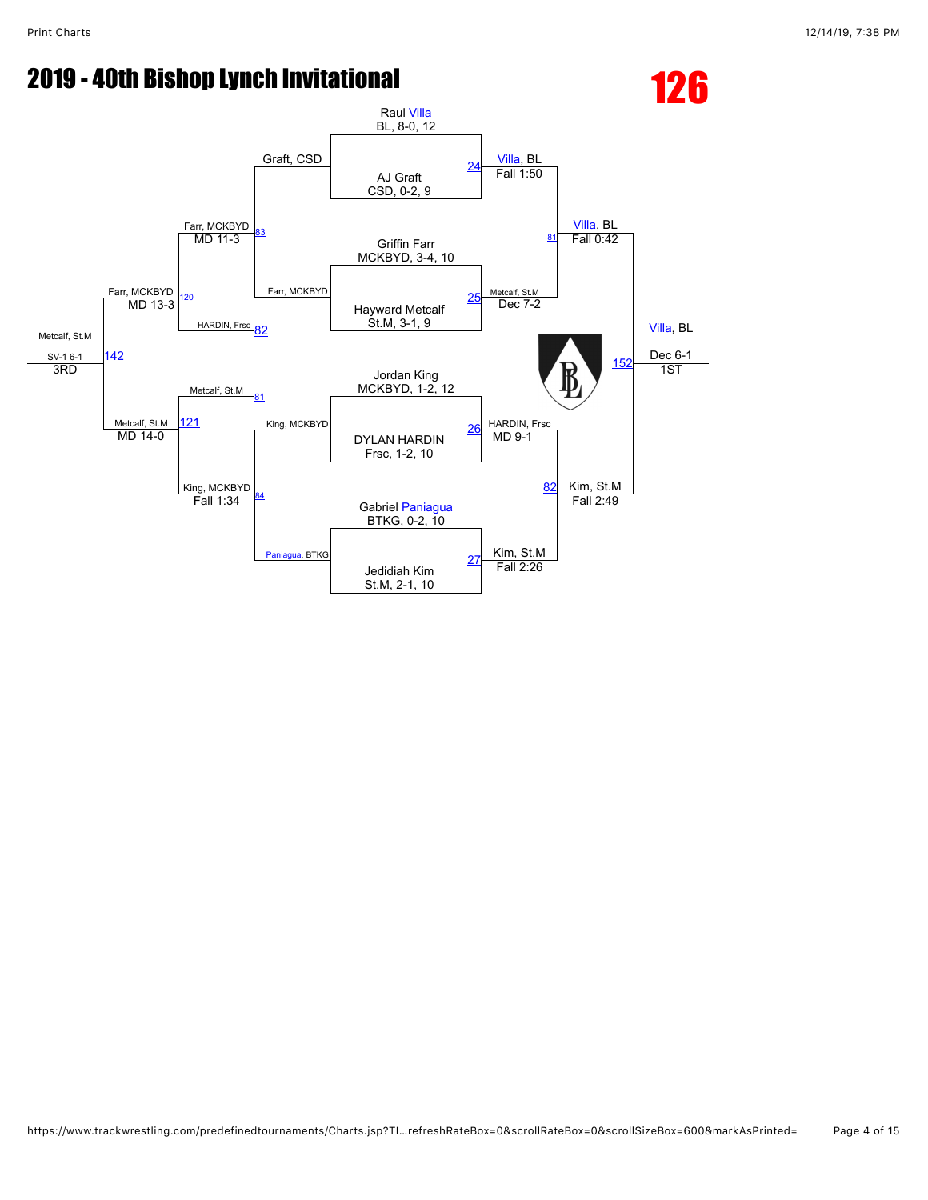# 2019 - 40th Bishop Lynch Invitational

## 126

### Championship Bracket

| Match | Wrestler 1 | Wrestler 2 | Winner | Result |
|---|---|---|---|---|
| 24 | Raul Villa, BL, 8-0, 12 | AJ Graft, CSD, 0-2, 9 | Villa, BL | Fall 1:50 |
| 25 | Griffin Farr, MCKBYD, 3-4, 10 | Hayward Metcalf, St.M, 3-1, 9 | Metcalf, St.M | Dec 7-2 |
| 26 | Jordan King, MCKBYD, 1-2, 12 | DYLAN HARDIN, Frsc, 1-2, 10 | HARDIN, Frsc | MD 9-1 |
| 27 | Gabriel Paniagua, BTKG, 0-2, 10 | Jedidiah Kim, St.M, 2-1, 10 | Kim, St.M | Fall 2:26 |
| 81 | Villa, BL | Metcalf, St.M | Villa, BL | Fall 0:42 |
| 82 | HARDIN, Frsc | Kim, St.M | Kim, St.M | Fall 2:49 |
| 152 | Villa, BL | Kim, St.M | Villa, BL | Dec 6-1 (1ST) |

### Consolation Bracket

| Match | Wrestler 1 | Wrestler 2 | Winner | Result |
|---|---|---|---|---|
| 83 | Graft, CSD | Farr, MCKBYD | Farr, MCKBYD | MD 11-3 |
| 84 | King, MCKBYD | Paniagua, BTKG | King, MCKBYD | Fall 1:34 |
| 120 | Farr, MCKBYD | HARDIN, Frsc | Farr, MCKBYD | MD 13-3 |
| 121 | Metcalf, St.M | King, MCKBYD | Metcalf, St.M | MD 14-0 |
| 142 | Farr, MCKBYD | Metcalf, St.M | Metcalf, St.M | SV-1 6-1 (3RD) |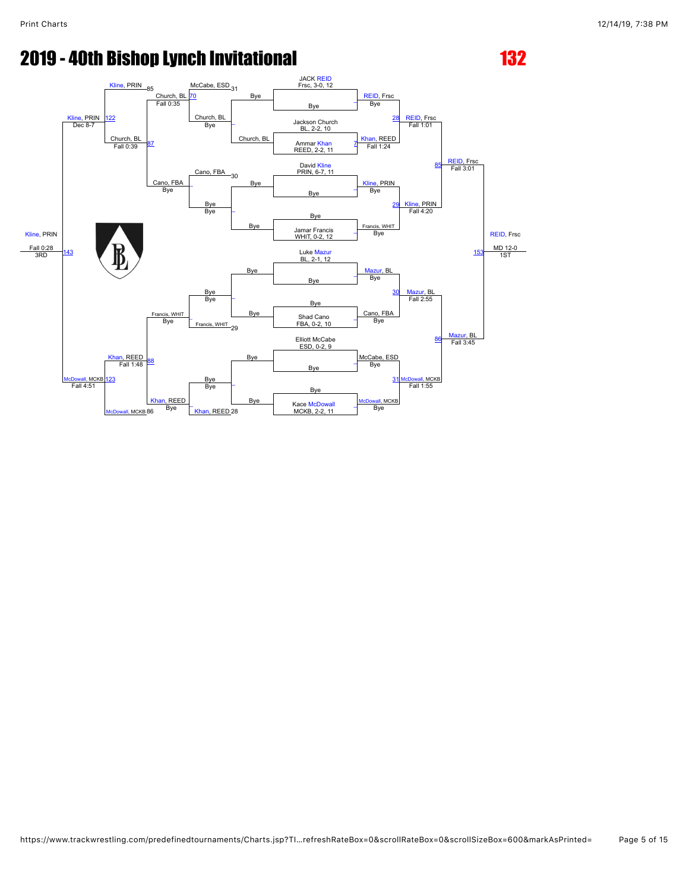# 2019 - 40th Bishop Lynch Invitational

## 132

### Championship Bracket

**First Round**

- JACK REID (Frsc, 3-0, 12) — Bye
- Jackson Church (BL, 2-2, 10) vs Ammar Khan (REED, 2-2, 11)
- David Kline (PRIN, 6-7, 11) — Bye
- Jamar Francis (WHIT, 0-2, 12) — Bye
- Luke Mazur (BL, 2-1, 12) — Bye
- Shad Cano (FBA, 0-2, 10) — Bye
- Elliott McCabe (ESD, 0-2, 9) — Bye
- Kace McDowall (MCKB, 2-2, 11) — Bye

**Quarterfinals**

- 28: REID, Frsc over Khan, REED — Fall 1:01
- 29: Kline, PRIN over Francis, WHIT — Fall 4:20
- 30: Mazur, BL over Cano, FBA — Fall 2:55
- 31: McDowall, MCKB over McCabe, ESD — Fall 1:55

**Semifinals**

- 85: REID, Frsc over Kline, PRIN — Fall 3:01
- 86: Mazur, BL over McDowall, MCKB — Fall 3:45

**Final**

- 153: REID, Frsc over Mazur, BL — MD 12-0 — **1ST**

### Consolation Bracket

- 7: Khan, REED over Church, BL — Fall 1:24
- Church, BL — Bye
- Church, BL — Bye
- Cano, FBA — Bye
- Francis, WHIT — Bye
- Khan, REED — Bye
- 70: Church, BL over McCabe, ESD (31) — Fall 0:35
- Cano, FBA (30) — Bye
- Francis, WHIT (29) — Bye
- Khan, REED (28) — Bye
- 87: Church, BL over Cano, FBA — Fall 0:39
- 88: Khan, REED over Francis, WHIT — Fall 1:48
- 122: Kline, PRIN (85) over Church, BL — Dec 8-7
- 123: McDowall, MCKB (86) over Khan, REED — Fall 4:51
- 143: Kline, PRIN over McDowall, MCKB — Fall 0:28 — **3RD**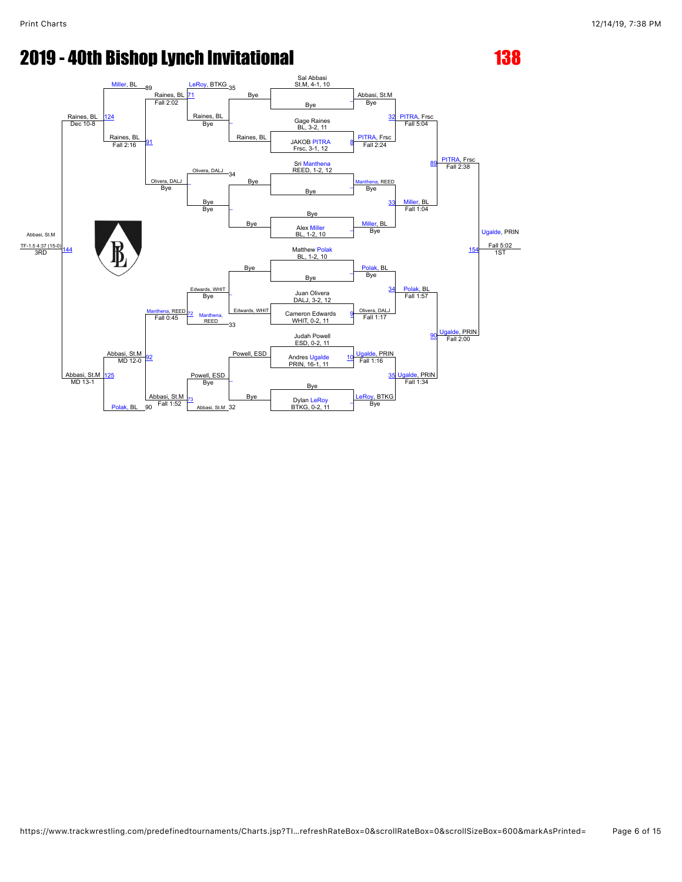# 2019 - 40th Bishop Lynch Invitational

## 138

### Championship Bracket (Initial Entries)

- Sal Abbasi, St.M, 4-1, 10 — Bye
- Gage Raines, BL, 3-2, 11 vs JAKOB PITRA, Frsc, 3-1, 12 (8) — PITRA, Frsc, Fall 2:24
- Sri Manthena, REED, 1-2, 12 — Bye
- Alex Miller, BL, 1-2, 10 — Bye
- Matthew Polak, BL, 1-2, 10 — Bye
- Juan Olivera, DALJ, 3-2, 12 vs Cameron Edwards, WHIT, 0-2, 11 (9) — Olivera, DALJ, Fall 1:17
- Judah Powell, ESD, 0-2, 11 vs Andres Ugalde, PRIN, 16-1, 11 (10) — Ugalde, PRIN, Fall 1:16
- Dylan LeRoy, BTKG, 0-2, 11 — Bye

### Championship Quarterfinals

- (32) Abbasi, St.M vs PITRA, Frsc — PITRA, Frsc, Fall 5:04
- (33) Manthena, REED vs Miller, BL — Miller, BL, Fall 1:04
- (34) Polak, BL vs Olivera, DALJ — Polak, BL, Fall 1:57
- (35) Ugalde, PRIN vs LeRoy, BTKG — Ugalde, PRIN, Fall 1:34

### Championship Semifinals

- (89) PITRA, Frsc vs Miller, BL — PITRA, Frsc, Fall 2:38
- (90) Polak, BL vs Ugalde, PRIN — Ugalde, PRIN, Fall 2:00

### Championship Final

- (154) PITRA, Frsc vs Ugalde, PRIN — Ugalde, PRIN, Fall 5:02 — 1ST

### Consolation Bracket

- Raines, BL — Bye (vs Bye); Raines, BL
- (34) Olivera, DALJ — Bye; Bye
- Edwards, WHIT — Bye
- Powell, ESD — Bye (vs Bye)
- (71) LeRoy, BTKG (35) vs Raines, BL — Raines, BL, Fall 2:02
- Olivera, DALJ (34) vs Bye — Olivera, DALJ, Bye
- (72) Manthena, REED (33) vs Edwards, WHIT — Manthena, REED, Fall 0:45
- (73) Powell, ESD vs Abbasi, St.M (32) — Abbasi, St.M, Fall 1:52
- (91) Miller, BL (89) vs Raines, BL / Olivera, DALJ — Raines, BL, Fall 2:16
- (92) Manthena, REED vs Abbasi, St.M / Polak, BL (90) — Abbasi, St.M, MD 12-0
- (124) Miller, BL vs Raines, BL — Raines, BL, Dec 10-8
- (125) Abbasi, St.M vs Polak, BL — Abbasi, St.M, MD 13-1
- (144) Raines, BL vs Abbasi, St.M — Abbasi, St.M, TF-1.5 4:37 (15-0) — 3RD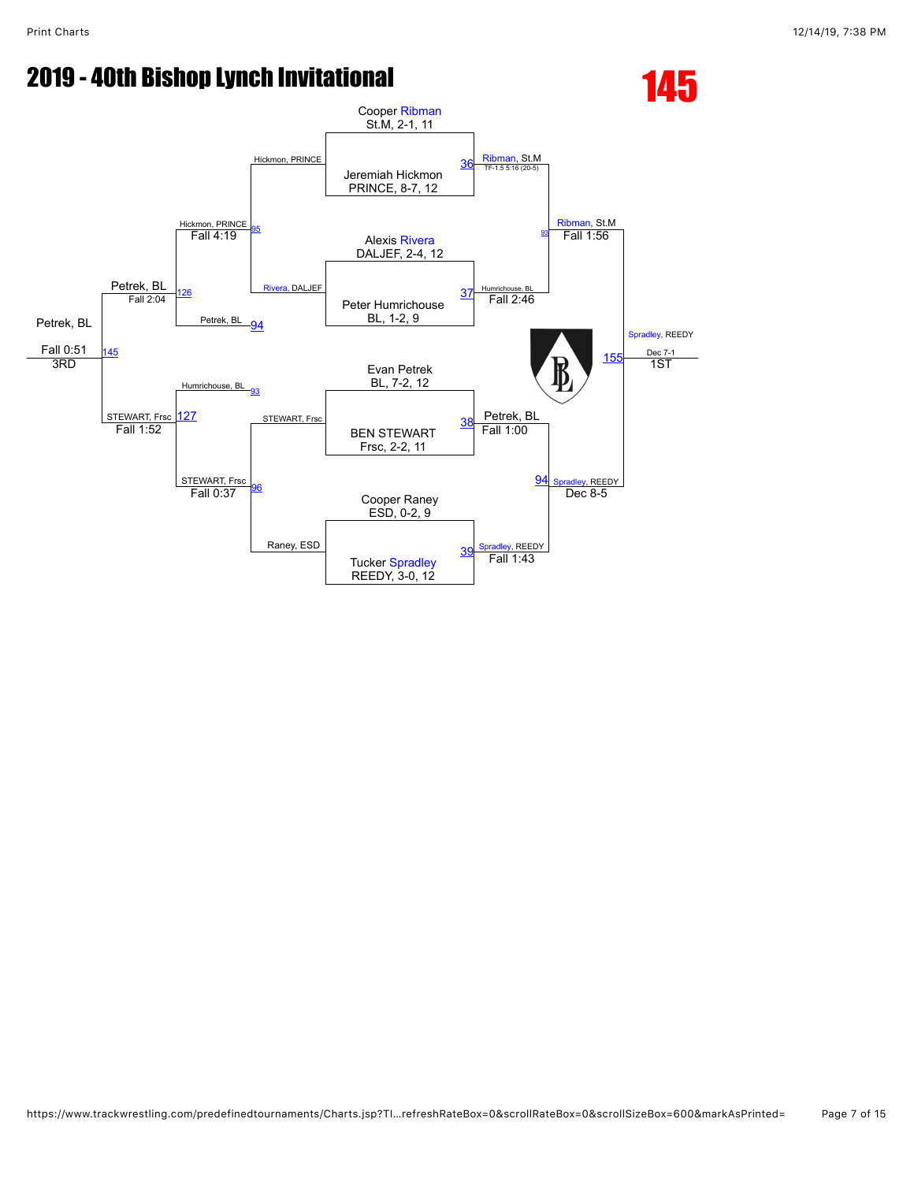# 2019 - 40th Bishop Lynch Invitational

## 145

### Championship Bracket

**Quarterfinals**

- Match 36: Cooper Ribman (St.M, 2-1, 11) vs. Jeremiah Hickmon (PRINCE, 8-7, 12) — Winner: Ribman, St.M — TF-1.5 5:16 (20-5)
- Match 37: Alexis Rivera (DALJEF, 2-4, 12) vs. Peter Humrichouse (BL, 1-2, 9) — Winner: Humrichouse, BL — Fall 2:46
- Match 38: Evan Petrek (BL, 7-2, 12) vs. BEN STEWART (Frsc, 2-2, 11) — Winner: Petrek, BL — Fall 1:00
- Match 39: Cooper Raney (ESD, 0-2, 9) vs. Tucker Spradley (REEDY, 3-0, 12) — Winner: Spradley, REEDY — Fall 1:43

**Semifinals**

- Match 93: Ribman, St.M vs. Humrichouse, BL — Winner: Ribman, St.M — Fall 1:56
- Match 94: Petrek, BL vs. Spradley, REEDY — Winner: Spradley, REEDY — Dec 8-5

**Final**

- Match 155: Ribman, St.M vs. Spradley, REEDY — Winner: Spradley, REEDY — Dec 7-1 — 1ST

### Consolation Bracket

**Consolation Round 1**

- Match 95: Hickmon, PRINCE vs. Rivera, DALJEF — Winner: Hickmon, PRINCE — Fall 4:19
- Match 96: STEWART, Frsc vs. Raney, ESD — Winner: STEWART, Frsc — Fall 0:37

**Consolation Semifinals**

- Match 126: Hickmon, PRINCE vs. Petrek, BL (from 94) — Winner: Petrek, BL — Fall 2:04
- Match 127: Humrichouse, BL (from 93) vs. STEWART, Frsc — Winner: STEWART, Frsc — Fall 1:52

**3rd Place**

- Match 145: Petrek, BL vs. STEWART, Frsc — Winner: Petrek, BL — Fall 0:51 — 3RD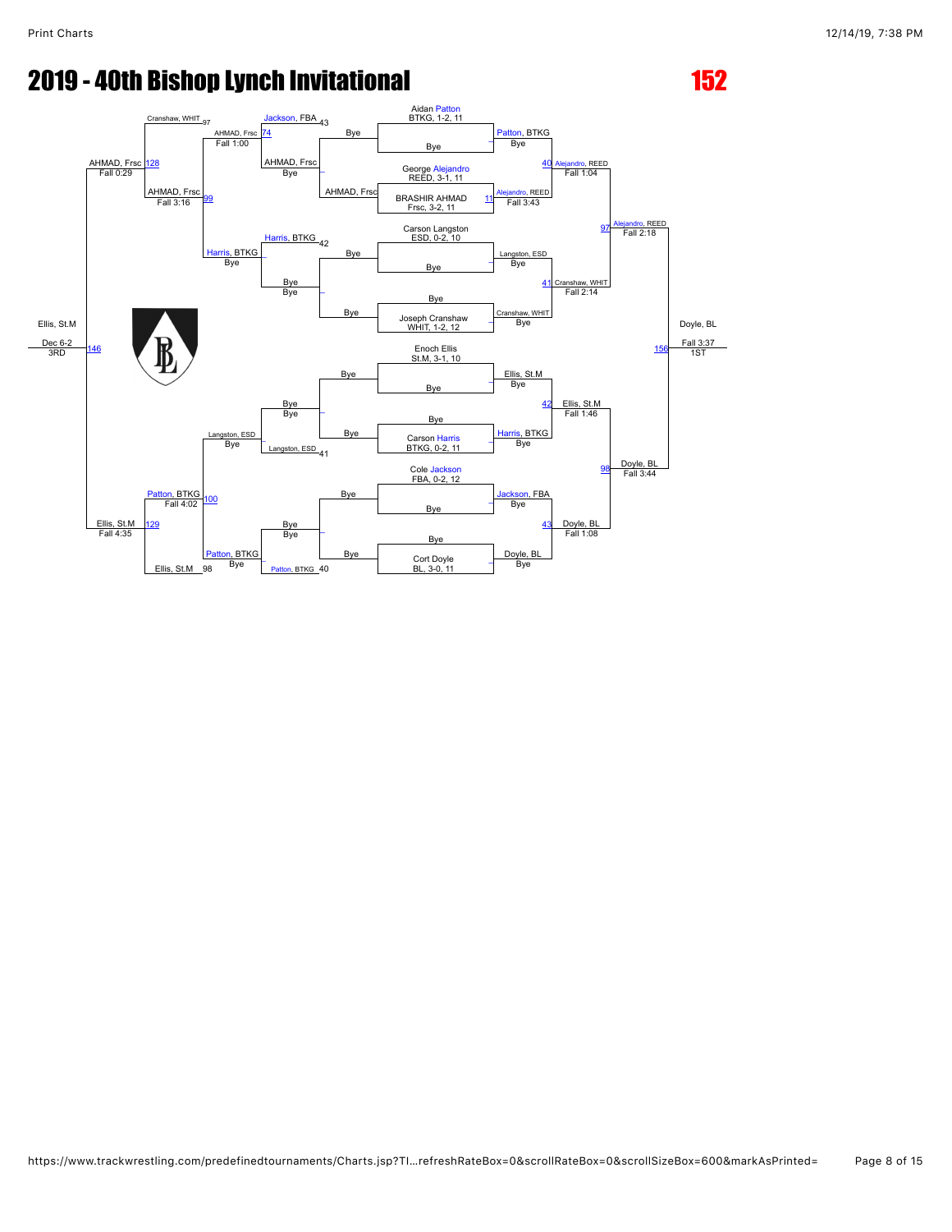# 2019 - 40th Bishop Lynch Invitational

## 152

**Championship Bracket**

| Wrestler | Team, Record, Grade | Round 1 | Quarterfinal | Semifinal | Final |
|---|---|---|---|---|---|
| Aidan Patton | BTKG, 1-2, 11 | Patton, BTKG (Bye) | Alejandro, REED (Fall 1:04, Bout 40) | Alejandro, REED (Fall 2:18, Bout 97) | Doyle, BL (Fall 3:37, Bout 156) — 1ST |
| Bye | | | | | |
| George Alejandro | REED, 3-1, 11 | Alejandro, REED (Fall 3:43, Bout 11) | | | |
| BRASHIR AHMAD | Frsc, 3-2, 11 | | | | |
| Carson Langston | ESD, 0-2, 10 | Langston, ESD (Bye) | Cranshaw, WHIT (Fall 2:14, Bout 41) | | |
| Bye | | | | | |
| Bye | | | | | |
| Joseph Cranshaw | WHIT, 1-2, 12 | Cranshaw, WHIT (Bye) | | | |
| Enoch Ellis | St.M, 3-1, 10 | Ellis, St.M (Bye) | Ellis, St.M (Fall 1:46, Bout 42) | Doyle, BL (Fall 3:44, Bout 98) | |
| Bye | | | | | |
| Bye | | | | | |
| Carson Harris | BTKG, 0-2, 11 | Harris, BTKG (Bye) | | | |
| Cole Jackson | FBA, 0-2, 12 | Jackson, FBA (Bye) | Doyle, BL (Fall 1:08, Bout 43) | | |
| Bye | | | | | |
| Bye | | | | | |
| Cort Doyle | BL, 3-0, 11 | Doyle, BL (Bye) | | | |

**Consolation Bracket**

| Match | Result |
|---|---|
| AHMAD, Frsc vs Bye | AHMAD, Frsc |
| Harris, BTKG vs Bye (Bout 42) | Harris, BTKG |
| Bye vs Bye | Bye |
| Bye vs Bye | Bye |
| Langston, ESD vs Bye (Bout 41) | Langston, ESD |
| Bye vs Bye | Bye |
| Bye vs Bye | Bye |
| Patton, BTKG vs Bye (Bout 40) | Patton, BTKG |
| Jackson, FBA (Bout 43) vs AHMAD, Frsc (Bout 74) | AHMAD, Frsc (Fall 1:00) |
| Harris, BTKG vs Bye | Harris, BTKG |
| Langston, ESD vs Bye | Langston, ESD |
| Patton, BTKG vs Bye | Patton, BTKG |
| Cranshaw, WHIT (Bout 97) vs AHMAD, Frsc (Bout 99) | AHMAD, Frsc (Fall 3:16) |
| Patton, BTKG (Bout 100) vs Ellis, St.M (Bout 98) | Patton, BTKG (Fall 4:02) |
| AHMAD, Frsc (Bout 128) | AHMAD, Frsc (Fall 0:29) |
| Ellis, St.M (Bout 129) | Ellis, St.M (Fall 4:35) |
| 3rd Place (Bout 146) | Ellis, St.M (Dec 6-2) — 3RD |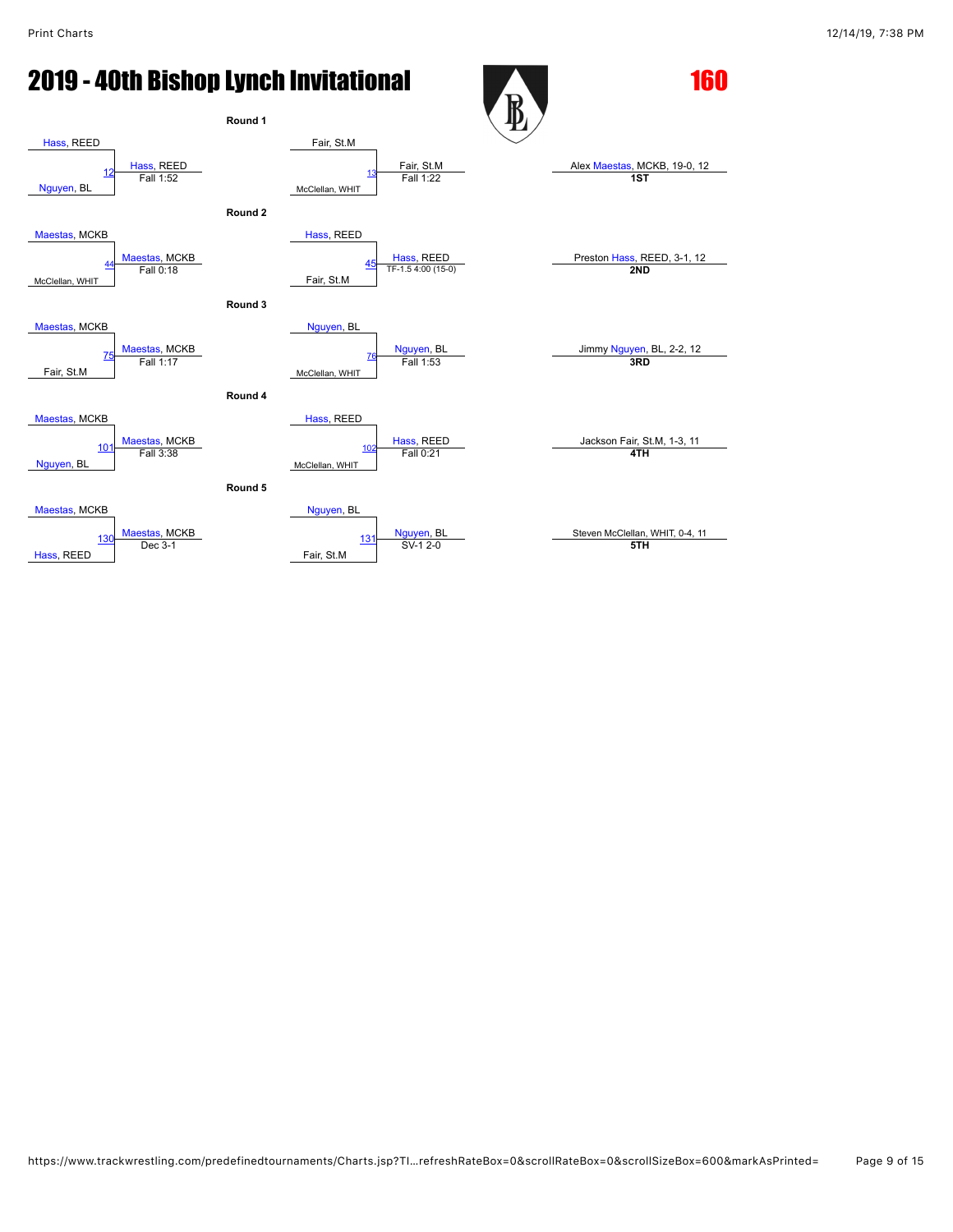# 2019 - 40th Bishop Lynch Invitational

## 160

### Round 1

| Match | Wrestler 1 | Wrestler 2 | Winner | Result |
|---|---|---|---|---|
| 12 | Hass, REED | Nguyen, BL | Hass, REED | Fall 1:52 |
| 13 | Fair, St.M | McClellan, WHIT | Fair, St.M | Fall 1:22 |

### Round 2

| Match | Wrestler 1 | Wrestler 2 | Winner | Result |
|---|---|---|---|---|
| 44 | Maestas, MCKB | McClellan, WHIT | Maestas, MCKB | Fall 0:18 |
| 45 | Hass, REED | Fair, St.M | Hass, REED | TF-1.5 4:00 (15-0) |

### Round 3

| Match | Wrestler 1 | Wrestler 2 | Winner | Result |
|---|---|---|---|---|
| 75 | Maestas, MCKB | Fair, St.M | Maestas, MCKB | Fall 1:17 |
| 76 | Nguyen, BL | McClellan, WHIT | Nguyen, BL | Fall 1:53 |

### Round 4

| Match | Wrestler 1 | Wrestler 2 | Winner | Result |
|---|---|---|---|---|
| 101 | Maestas, MCKB | Nguyen, BL | Maestas, MCKB | Fall 3:38 |
| 102 | Hass, REED | McClellan, WHIT | Hass, REED | Fall 0:21 |

### Round 5

| Match | Wrestler 1 | Wrestler 2 | Winner | Result |
|---|---|---|---|---|
| 130 | Maestas, MCKB | Hass, REED | Maestas, MCKB | Dec 3-1 |
| 131 | Nguyen, BL | Fair, St.M | Nguyen, BL | SV-1 2-0 |

### Placings

| Place | Wrestler |
|---|---|
| 1ST | Alex Maestas, MCKB, 19-0, 12 |
| 2ND | Preston Hass, REED, 3-1, 12 |
| 3RD | Jimmy Nguyen, BL, 2-2, 12 |
| 4TH | Jackson Fair, St.M, 1-3, 11 |
| 5TH | Steven McClellan, WHIT, 0-4, 11 |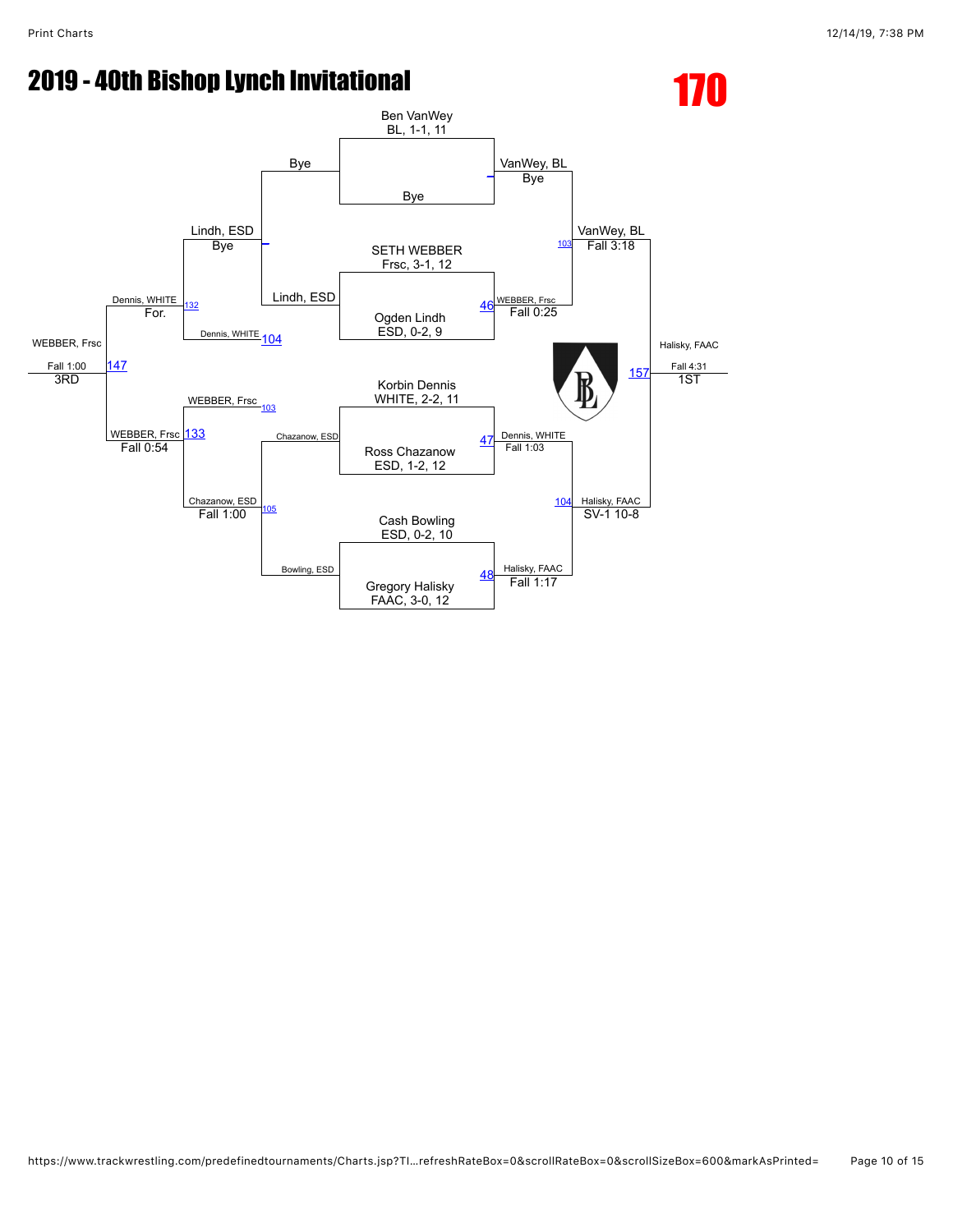# 2019 - 40th Bishop Lynch Invitational

## 170

### Championship Bracket

**First round / Quarterfinals**

- Ben VanWey (BL, 1-1, 11) vs Bye — VanWey, BL (Bye)
- SETH WEBBER (Frsc, 3-1, 12) vs Ogden Lindh (ESD, 0-2, 9) — Match 46: WEBBER, Frsc (Fall 0:25)
- Korbin Dennis (WHITE, 2-2, 11) vs Ross Chazanow (ESD, 1-2, 12) — Match 47: Dennis, WHITE (Fall 1:03)
- Cash Bowling (ESD, 0-2, 10) vs Gregory Halisky (FAAC, 3-0, 12) — Match 48: Halisky, FAAC (Fall 1:17)

**Semifinals**

- Match 103: VanWey, BL (Fall 3:18)
- Match 104: Halisky, FAAC (SV-1 10-8)

**Final**

- Match 157: Halisky, FAAC (Fall 4:31) — 1ST

### Consolation Bracket

- Bye vs Lindh, ESD — Lindh, ESD (Bye)
- Bowling, ESD vs Chazanow, ESD — Match 105: Chazanow, ESD (Fall 1:00)
- Match 132: Lindh, ESD vs Dennis, WHITE (104) — Dennis, WHITE (For.)
- Match 133: WEBBER, Frsc (103) vs Chazanow, ESD — WEBBER, Frsc (Fall 0:54)
- Match 147: Dennis, WHITE vs WEBBER, Frsc — WEBBER, Frsc (Fall 1:00) — 3RD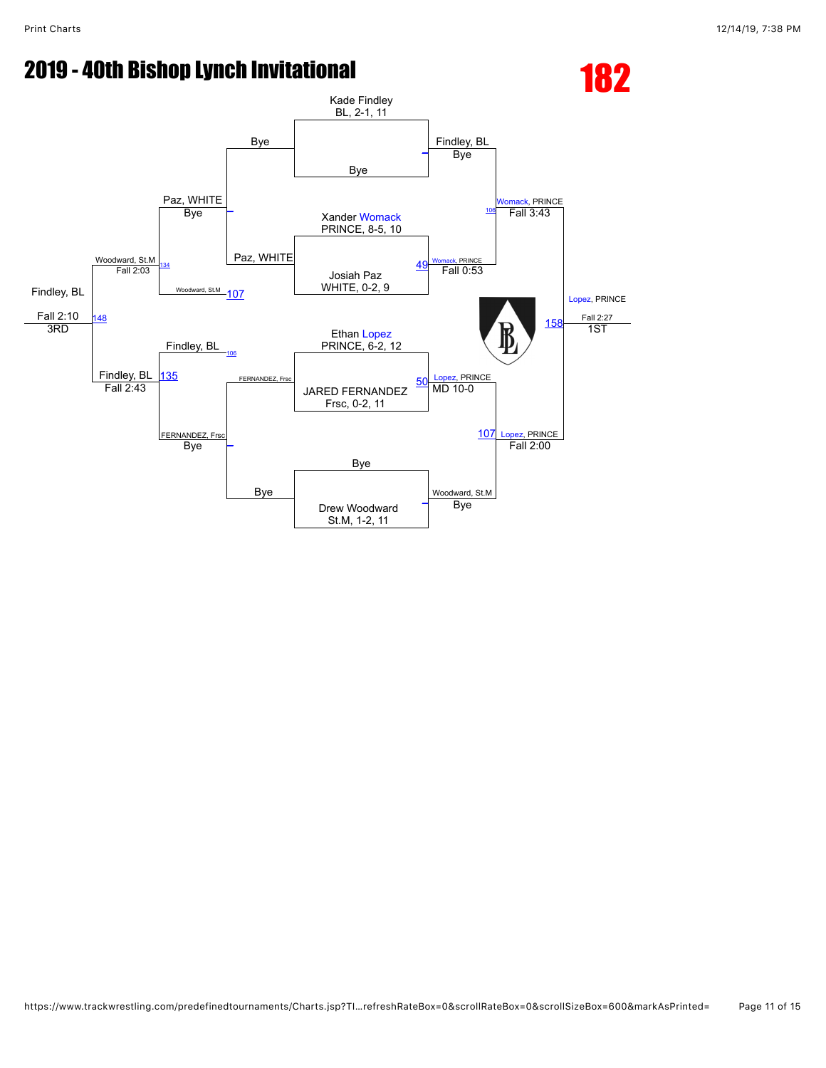# 2019 - 40th Bishop Lynch Invitational

# 182

## Championship Bracket

**Quarterfinals / Semifinals / Finals**

- Kade Findley, BL, 2-1, 11 vs Bye → Findley, BL (Bye)
- Xander Womack, PRINCE, 8-5, 10 vs Josiah Paz, WHITE, 0-2, 9 → Womack, PRINCE (49 – Fall 0:53)
- Ethan Lopez, PRINCE, 6-2, 12 vs JARED FERNANDEZ, Frsc, 0-2, 11 → Lopez, PRINCE (50 – MD 10-0)
- Bye vs Drew Woodward, St.M, 1-2, 11 → Woodward, St.M (Bye)

**Semifinals**

- Findley, BL vs Womack, PRINCE → Womack, PRINCE (106 – Fall 3:43)
- Lopez, PRINCE vs Woodward, St.M → Lopez, PRINCE (107 – Fall 2:00)

**Final (1ST)**

- Womack, PRINCE vs Lopez, PRINCE → Lopez, PRINCE (158 – Fall 2:27) — 1ST

## Consolation Bracket

- Bye vs Paz, WHITE → Paz, WHITE (Bye)
- FERNANDEZ, Frsc vs Bye → FERNANDEZ, Frsc (Bye)
- Woodward, St.M vs Paz, WHITE → Woodward, St.M (107)
- Findley, BL vs FERNANDEZ, Frsc → Findley, BL (106)
- Woodward, St.M → Woodward, St.M (134 – Fall 2:03)
- Findley, BL → Findley, BL (135 – Fall 2:43)

**3RD Place**

- Woodward, St.M vs Findley, BL → Findley, BL (148 – Fall 2:10) — 3RD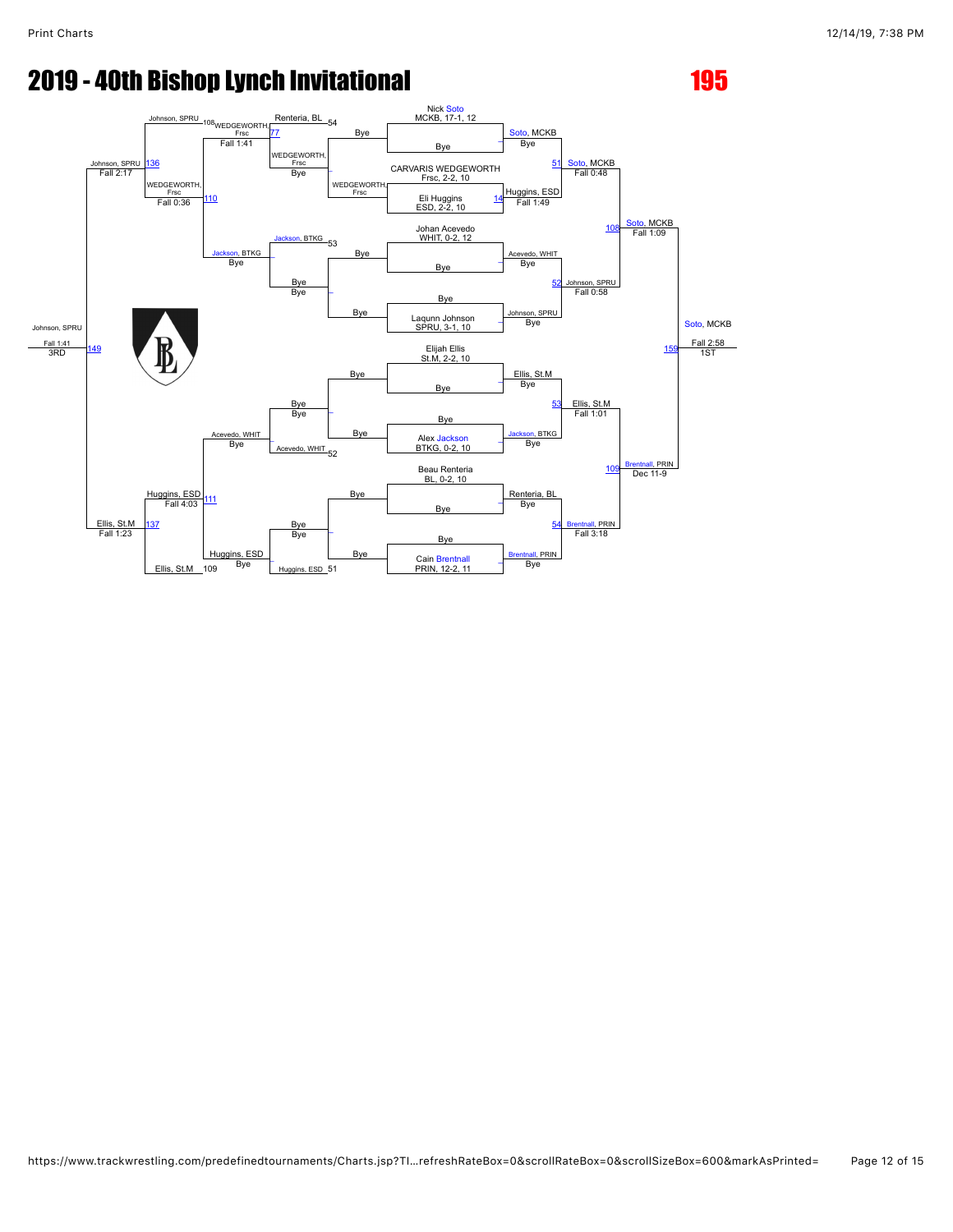# 2019 - 40th Bishop Lynch Invitational

## 195

### Championship Bracket

**Round 1**

- Nick Soto, MCKB, 17-1, 12 vs Bye — Soto, MCKB (Bye)
- CARVARIS WEDGEWORTH, Frsc, 2-2, 10 vs Eli Huggins, ESD, 2-2, 10 — Huggins, ESD (14, Fall 1:49)
- Johan Acevedo, WHIT, 0-2, 12 vs Bye — Acevedo, WHIT (Bye)
- Bye vs Laqunn Johnson, SPRU, 3-1, 10 — Johnson, SPRU (Bye)
- Elijah Ellis, St.M, 2-2, 10 vs Bye — Ellis, St.M (Bye)
- Bye vs Alex Jackson, BTKG, 0-2, 10 — Jackson, BTKG (Bye)
- Beau Renteria, BL, 0-2, 10 vs Bye — Renteria, BL (Bye)
- Bye vs Cain Brentnall, PRIN, 12-2, 11 — Brentnall, PRIN (Bye)

**Quarterfinals**

- 51: Soto, MCKB — Fall 0:48
- 52: Johnson, SPRU — Fall 0:58
- 53: Ellis, St.M — Fall 1:01
- 54: Brentnall, PRIN — Fall 3:18

**Semifinals**

- 108: Soto, MCKB — Fall 1:09
- 109: Brentnall, PRIN — Dec 11-9

**Final**

- 159: Soto, MCKB — Fall 2:58 — 1ST

### Consolation Bracket

- Bye vs Bye (loser of 53 / 54 slots): WEDGEWORTH, Frsc — Bye; Bye — Bye
- 54: Renteria, BL; 77: WEDGEWORTH, Frsc — Bye
- 53: Jackson, BTKG; Jackson, BTKG — Bye
- 52: Acevedo, WHIT; Acevedo, WHIT — Bye
- 51: Huggins, ESD; Huggins, ESD — Bye
- 108: Johnson, SPRU vs WEDGEWORTH, Frsc — WEDGEWORTH, Frsc, Fall 1:41
- 110: WEDGEWORTH, Frsc — Fall 0:36
- 111: Huggins, ESD — Fall 4:03
- 109: Ellis, St.M
- 136: Johnson, SPRU — Fall 2:17
- 137: Ellis, St.M — Fall 1:23
- 149: Johnson, SPRU — Fall 1:41 — 3RD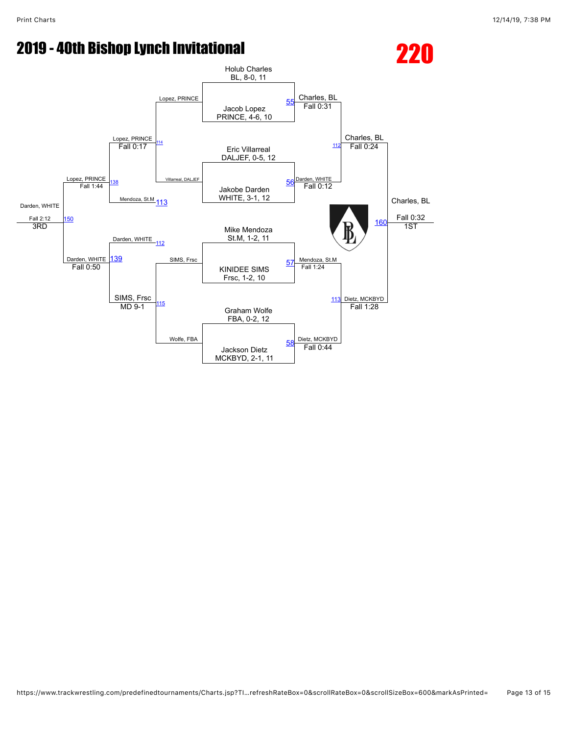# 2019 - 40th Bishop Lynch Invitational

## 220

### Championship Bracket

**First Round**

- Holub Charles (BL, 8-0, 11) vs. Jacob Lopez (PRINCE, 4-6, 10) — Match 55: Charles, BL, Fall 0:31
- Eric Villarreal (DALJEF, 0-5, 12) vs. Jakobe Darden (WHITE, 3-1, 12) — Match 56: Darden, WHITE, Fall 0:12
- Mike Mendoza (St.M, 1-2, 11) vs. KINIDEE SIMS (Frsc, 1-2, 10) — Match 57: Mendoza, St.M, Fall 1:24
- Graham Wolfe (FBA, 0-2, 12) vs. Jackson Dietz (MCKBYD, 2-1, 11) — Match 58: Dietz, MCKBYD, Fall 0:44

**Semifinals**

- Match 112: Charles, BL def. Darden, WHITE — Fall 0:24
- Match 113: Dietz, MCKBYD def. Mendoza, St.M — Fall 1:28

**Final**

- Match 160: Charles, BL — Fall 0:32 — 1ST

### Consolation Bracket

**Consolation First Round**

- Match 114: Lopez, PRINCE vs. Villarreal, DALJEF — Lopez, PRINCE, Fall 0:17
- Match 115: SIMS, Frsc vs. Wolfe, FBA — SIMS, Frsc, MD 9-1

**Consolation Second Round**

- Match 138: Lopez, PRINCE vs. Mendoza, St.M (113) — Lopez, PRINCE, Fall 1:44
- Match 139: Darden, WHITE (112) vs. SIMS, Frsc — Darden, WHITE, Fall 0:50

**3rd Place**

- Match 150: Darden, WHITE — Fall 2:12 — 3RD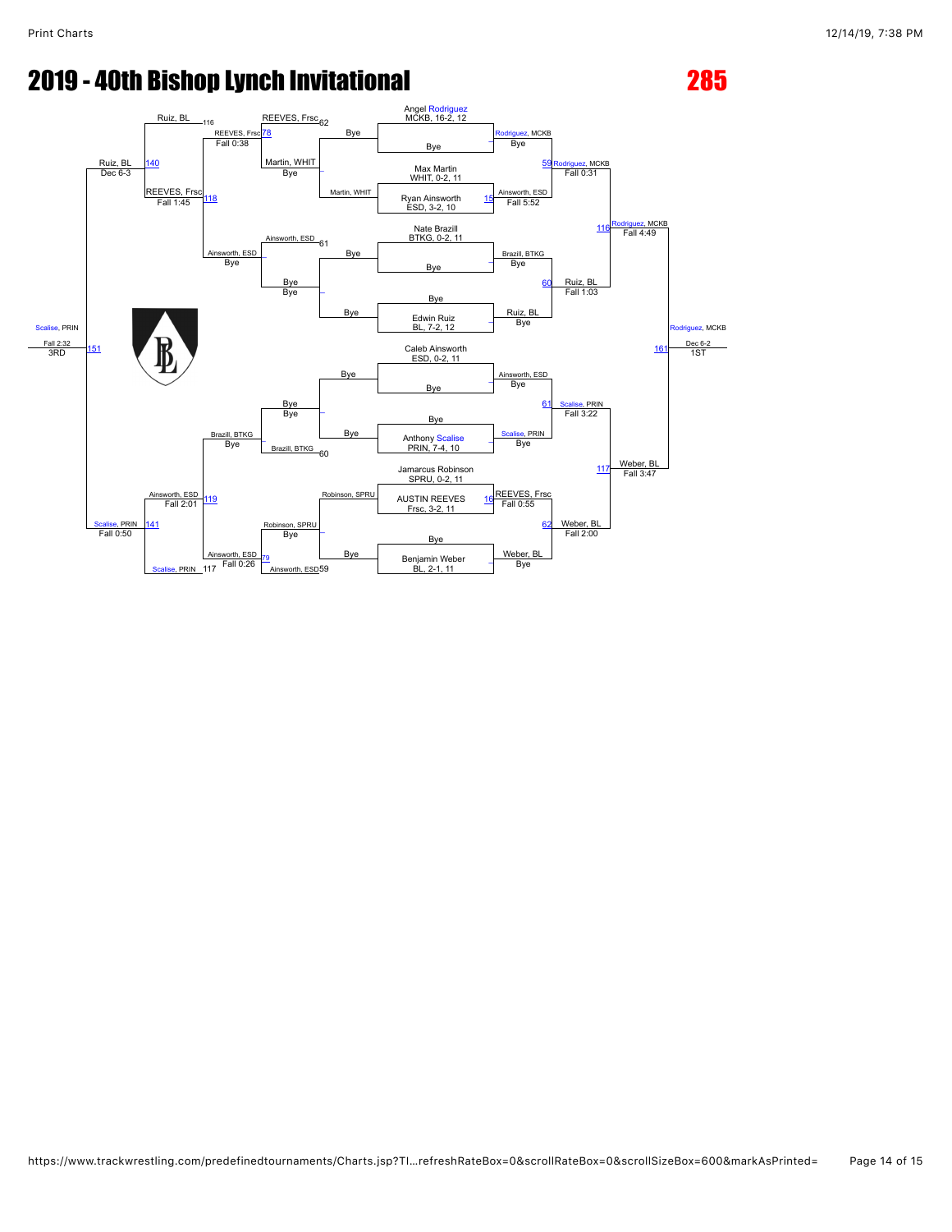# 2019 - 40th Bishop Lynch Invitational

## 285

### Championship Bracket

**Round 1 / Round 2**

- Angel Rodriguez, MCKB, 16-2, 12 — Bye → Rodriguez, MCKB (Bye)
- Max Martin, WHIT, 0-2, 11 vs Ryan Ainsworth, ESD, 3-2, 10 → Match 15: Ainsworth, ESD, Fall 5:52
- Nate Brazill, BTKG, 0-2, 11 — Bye → Brazill, BTKG (Bye)
- Edwin Ruiz, BL, 7-2, 12 — Bye → Ruiz, BL (Bye)
- Caleb Ainsworth, ESD, 0-2, 11 — Bye → Ainsworth, ESD (Bye)
- Anthony Scalise, PRIN, 7-4, 10 — Bye → Scalise, PRIN (Bye)
- Jamarcus Robinson, SPRU, 0-2, 11 vs AUSTIN REEVES, Frsc, 3-2, 11 → Match 16: REEVES, Frsc, Fall 0:55
- Benjamin Weber, BL, 2-1, 11 — Bye → Weber, BL (Bye)

**Quarterfinals**

- Match 59: Rodriguez, MCKB, Fall 0:31
- Match 60: Ruiz, BL, Fall 1:03
- Match 61: Scalise, PRIN, Fall 3:22
- Match 62: Weber, BL, Fall 2:00

**Semifinals**

- Match 116: Rodriguez, MCKB, Fall 4:49
- Match 117: Weber, BL, Fall 3:47

**Final**

- Match 161: Rodriguez, MCKB, Dec 6-2 — 1ST

### Consolation Bracket

**Consolation Round 1**

- Martin, WHIT — Bye → Martin, WHIT
- Bye — Bye
- Bye — Bye
- Robinson, SPRU — Bye → Robinson, SPRU

**Consolation Round 2**

- Match 62: REEVES, Frsc vs Martin, WHIT
- Match 61: Ainsworth, ESD — Bye
- Match 60: Brazill, BTKG — Bye
- Match 59: Ainsworth, ESD vs Robinson, SPRU

**Consolation Round 3**

- Match 78: REEVES, Frsc, Fall 0:38
- Ainsworth, ESD — Bye
- Brazill, BTKG — Bye
- Match 79: Ainsworth, ESD, Fall 0:26

**Consolation Round 4**

- Match 116: Ruiz, BL vs REEVES, Frsc
- Match 118: REEVES, Frsc, Fall 1:45
- Match 119: Ainsworth, ESD, Fall 2:01
- Match 117: Scalise, PRIN vs Ainsworth, ESD

**Consolation Semifinals**

- Match 140: Ruiz, BL, Dec 6-3
- Match 141: Scalise, PRIN, Fall 0:50

**3rd Place**

- Match 151: Scalise, PRIN, Fall 2:32 — 3RD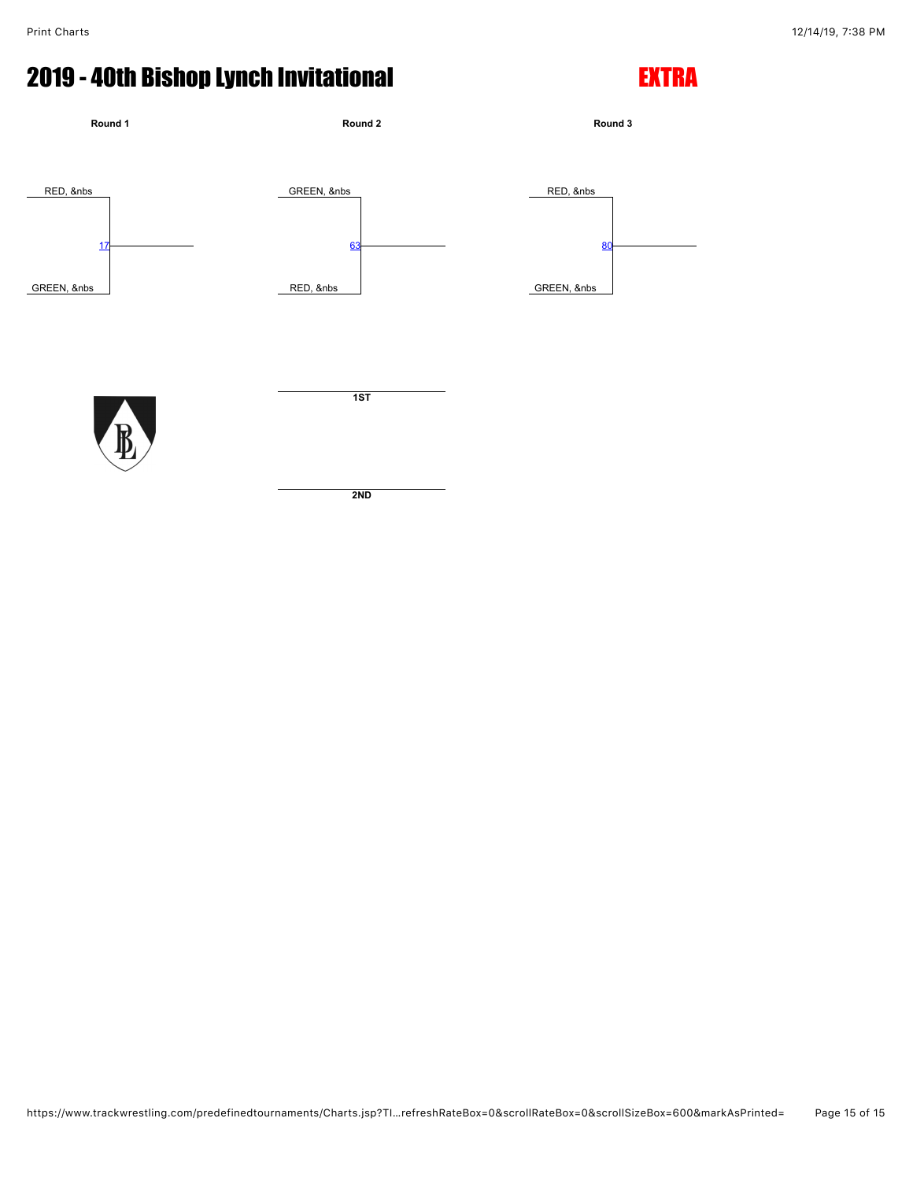# 2019 - 40th Bishop Lynch Invitational

**EXTRA**

**Round 1**

RED, &nbs

17

GREEN, &nbs

**Round 2**

GREEN, &nbs

63

RED, &nbs

**Round 3**

RED, &nbs

80

GREEN, &nbs

**1ST**

**2ND**